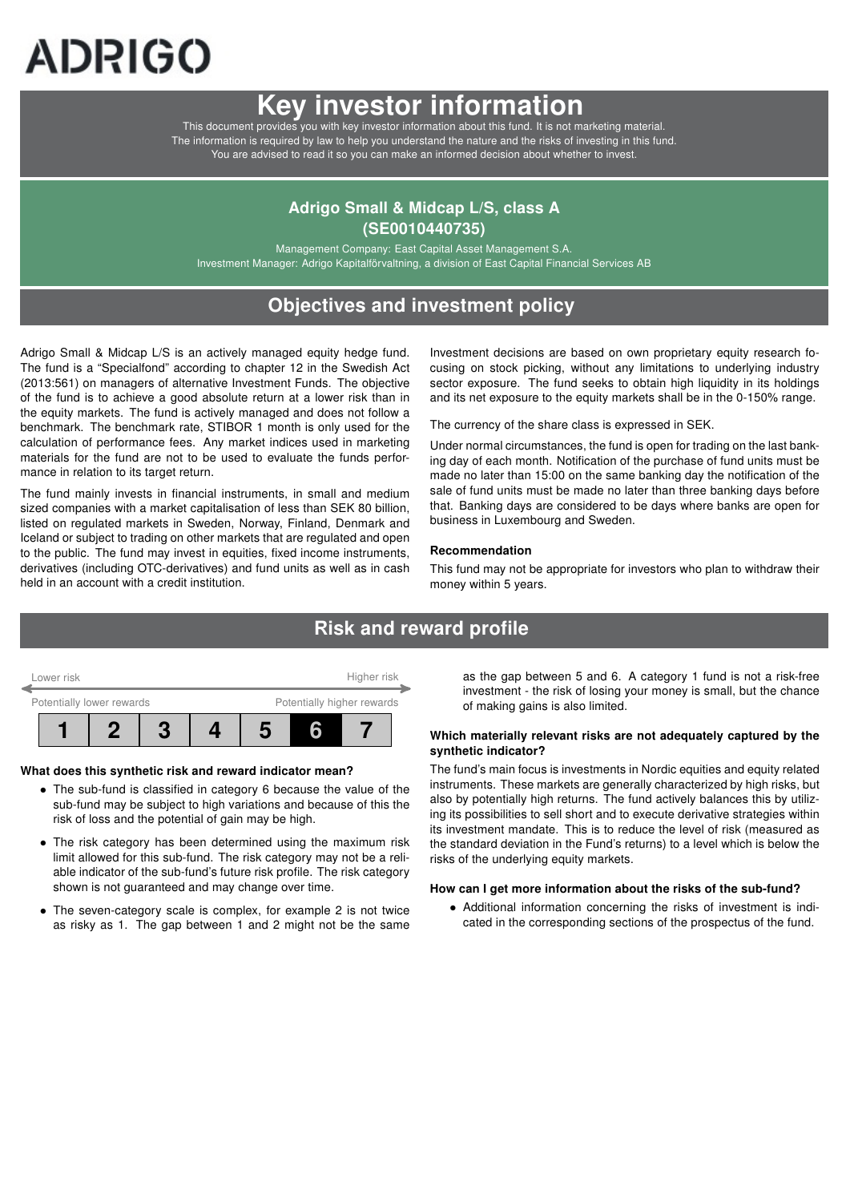ADRIGO

# Key investor information

This document provides you with key investor information about this fund. It is not marketing material. The information is required by law to help you understand the nature and the risks of investing in this fund. You are advised to read it so you can make an informed decision about whether to invest.

## Adrigo Small & Midcap L/S, class A (SE0010440735)

Management Company: East Capital Asset Management S.A.
Investment Manager: Adrigo Kapitalförvaltning, a division of East Capital Financial Services AB

## Objectives and investment policy

Adrigo Small & Midcap L/S is an actively managed equity hedge fund. The fund is a "Specialfond" according to chapter 12 in the Swedish Act (2013:561) on managers of alternative Investment Funds. The objective of the fund is to achieve a good absolute return at a lower risk than in the equity markets. The fund is actively managed and does not follow a benchmark. The benchmark rate, STIBOR 1 month is only used for the calculation of performance fees. Any market indices used in marketing materials for the fund are not to be used to evaluate the funds performance in relation to its target return.

The fund mainly invests in financial instruments, in small and medium sized companies with a market capitalisation of less than SEK 80 billion, listed on regulated markets in Sweden, Norway, Finland, Denmark and Iceland or subject to trading on other markets that are regulated and open to the public. The fund may invest in equities, fixed income instruments, derivatives (including OTC-derivatives) and fund units as well as in cash held in an account with a credit institution.

Investment decisions are based on own proprietary equity research focusing on stock picking, without any limitations to underlying industry sector exposure. The fund seeks to obtain high liquidity in its holdings and its net exposure to the equity markets shall be in the 0-150% range.

The currency of the share class is expressed in SEK.

Under normal circumstances, the fund is open for trading on the last banking day of each month. Notification of the purchase of fund units must be made no later than 15:00 on the same banking day the notification of the sale of fund units must be made no later than three banking days before that. Banking days are considered to be days where banks are open for business in Luxembourg and Sweden.

### Recommendation

This fund may not be appropriate for investors who plan to withdraw their money within 5 years.

## Risk and reward profile

Lower risk — Higher risk

Potentially lower rewards — Potentially higher rewards

| 1 | 2 | 3 | 4 | 5 | **6** | 7 |
|---|---|---|---|---|---|---|

### What does this synthetic risk and reward indicator mean?

- The sub-fund is classified in category 6 because the value of the sub-fund may be subject to high variations and because of this the risk of loss and the potential of gain may be high.
- The risk category has been determined using the maximum risk limit allowed for this sub-fund. The risk category may not be a reliable indicator of the sub-fund's future risk profile. The risk category shown is not guaranteed and may change over time.
- The seven-category scale is complex, for example 2 is not twice as risky as 1. The gap between 1 and 2 might not be the same as the gap between 5 and 6. A category 1 fund is not a risk-free investment - the risk of losing your money is small, but the chance of making gains is also limited.

### Which materially relevant risks are not adequately captured by the synthetic indicator?

The fund's main focus is investments in Nordic equities and equity related instruments. These markets are generally characterized by high risks, but also by potentially high returns. The fund actively balances this by utilizing its possibilities to sell short and to execute derivative strategies within its investment mandate. This is to reduce the level of risk (measured as the standard deviation in the Fund's returns) to a level which is below the risks of the underlying equity markets.

### How can I get more information about the risks of the sub-fund?

- Additional information concerning the risks of investment is indicated in the corresponding sections of the prospectus of the fund.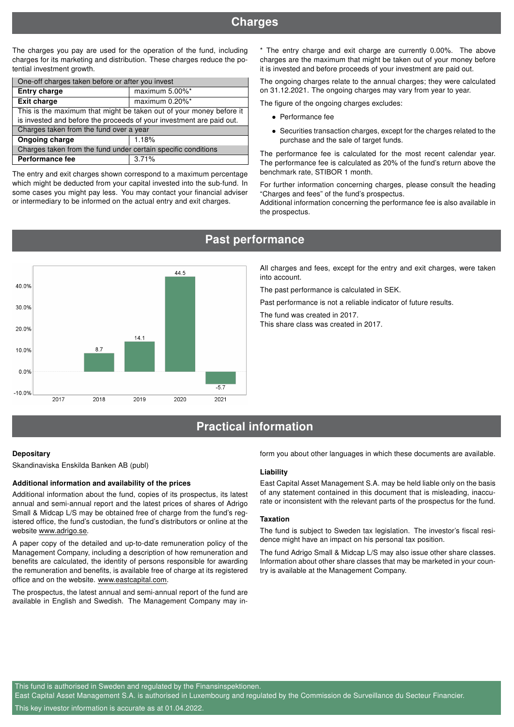## Charges

The charges you pay are used for the operation of the fund, including charges for its marketing and distribution. These charges reduce the potential investment growth.

| | |
|---|---|
| One-off charges taken before or after you invest | |
| **Entry charge** | maximum 5.00%* |
| **Exit charge** | maximum 0.20%* |
| This is the maximum that might be taken out of your money before it is invested and before the proceeds of your investment are paid out. | |
| Charges taken from the fund over a year | |
| **Ongoing charge** | 1.18% |
| Charges taken from the fund under certain specific conditions | |
| **Performance fee** | 3.71% |

The entry and exit charges shown correspond to a maximum percentage which might be deducted from your capital invested into the sub-fund. In some cases you might pay less. You may contact your financial adviser or intermediary to be informed on the actual entry and exit charges.

* The entry charge and exit charge are currently 0.00%. The above charges are the maximum that might be taken out of your money before it is invested and before proceeds of your investment are paid out.

The ongoing charges relate to the annual charges; they were calculated on 31.12.2021. The ongoing charges may vary from year to year.

The figure of the ongoing charges excludes:

- Performance fee
- Securities transaction charges, except for the charges related to the purchase and the sale of target funds.

The performance fee is calculated for the most recent calendar year. The performance fee is calculated as 20% of the fund's return above the benchmark rate, STIBOR 1 month.

For further information concerning charges, please consult the heading "Charges and fees" of the fund's prospectus.
Additional information concerning the performance fee is also available in the prospectus.

## Past performance

40.0%
30.0%
20.0%
10.0%
0.0%
-10.0%

8.7
14.1
44.5
-5.7

2017 2018 2019 2020 2021

All charges and fees, except for the entry and exit charges, were taken into account.

The past performance is calculated in SEK.

Past performance is not a reliable indicator of future results.

The fund was created in 2017.
This share class was created in 2017.

## Practical information

### Depositary

Skandinaviska Enskilda Banken AB (publ)

### Additional information and availability of the prices

Additional information about the fund, copies of its prospectus, its latest annual and semi-annual report and the latest prices of shares of Adrigo Small & Midcap L/S may be obtained free of charge from the fund's registered office, the fund's custodian, the fund's distributors or online at the website www.adrigo.se.

A paper copy of the detailed and up-to-date remuneration policy of the Management Company, including a description of how remuneration and benefits are calculated, the identity of persons responsible for awarding the remuneration and benefits, is available free of charge at its registered office and on the website. www.eastcapital.com.

The prospectus, the latest annual and semi-annual report of the fund are available in English and Swedish. The Management Company may inform you about other languages in which these documents are available.

### Liability

East Capital Asset Management S.A. may be held liable only on the basis of any statement contained in this document that is misleading, inaccurate or inconsistent with the relevant parts of the prospectus for the fund.

### Taxation

The fund is subject to Sweden tax legislation. The investor's fiscal residence might have an impact on his personal tax position.

The fund Adrigo Small & Midcap L/S may also issue other share classes. Information about other share classes that may be marketed in your country is available at the Management Company.

This fund is authorised in Sweden and regulated by the Finansinspektionen.
East Capital Asset Management S.A. is authorised in Luxembourg and regulated by the Commission de Surveillance du Secteur Financier.

This key investor information is accurate as at 01.04.2022.